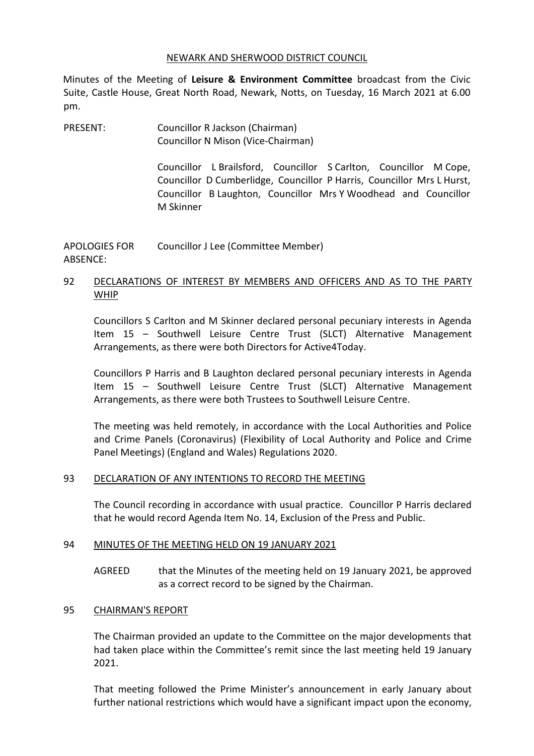NEWARK AND SHERWOOD DISTRICT COUNCIL

Minutes of the Meeting of **Leisure & Environment Committee** broadcast from the Civic Suite, Castle House, Great North Road, Newark, Notts, on Tuesday, 16 March 2021 at 6.00 pm.

PRESENT: Councillor R Jackson (Chairman)
Councillor N Mison (Vice-Chairman)

Councillor L Brailsford, Councillor S Carlton, Councillor M Cope, Councillor D Cumberlidge, Councillor P Harris, Councillor Mrs L Hurst, Councillor B Laughton, Councillor Mrs Y Woodhead and Councillor M Skinner

APOLOGIES FOR ABSENCE: Councillor J Lee (Committee Member)

## 92 DECLARATIONS OF INTEREST BY MEMBERS AND OFFICERS AND AS TO THE PARTY WHIP

Councillors S Carlton and M Skinner declared personal pecuniary interests in Agenda Item 15 – Southwell Leisure Centre Trust (SLCT) Alternative Management Arrangements, as there were both Directors for Active4Today.

Councillors P Harris and B Laughton declared personal pecuniary interests in Agenda Item 15 – Southwell Leisure Centre Trust (SLCT) Alternative Management Arrangements, as there were both Trustees to Southwell Leisure Centre.

The meeting was held remotely, in accordance with the Local Authorities and Police and Crime Panels (Coronavirus) (Flexibility of Local Authority and Police and Crime Panel Meetings) (England and Wales) Regulations 2020.

## 93 DECLARATION OF ANY INTENTIONS TO RECORD THE MEETING

The Council recording in accordance with usual practice. Councillor P Harris declared that he would record Agenda Item No. 14, Exclusion of the Press and Public.

## 94 MINUTES OF THE MEETING HELD ON 19 JANUARY 2021

AGREED that the Minutes of the meeting held on 19 January 2021, be approved as a correct record to be signed by the Chairman.

## 95 CHAIRMAN'S REPORT

The Chairman provided an update to the Committee on the major developments that had taken place within the Committee's remit since the last meeting held 19 January 2021.

That meeting followed the Prime Minister's announcement in early January about further national restrictions which would have a significant impact upon the economy,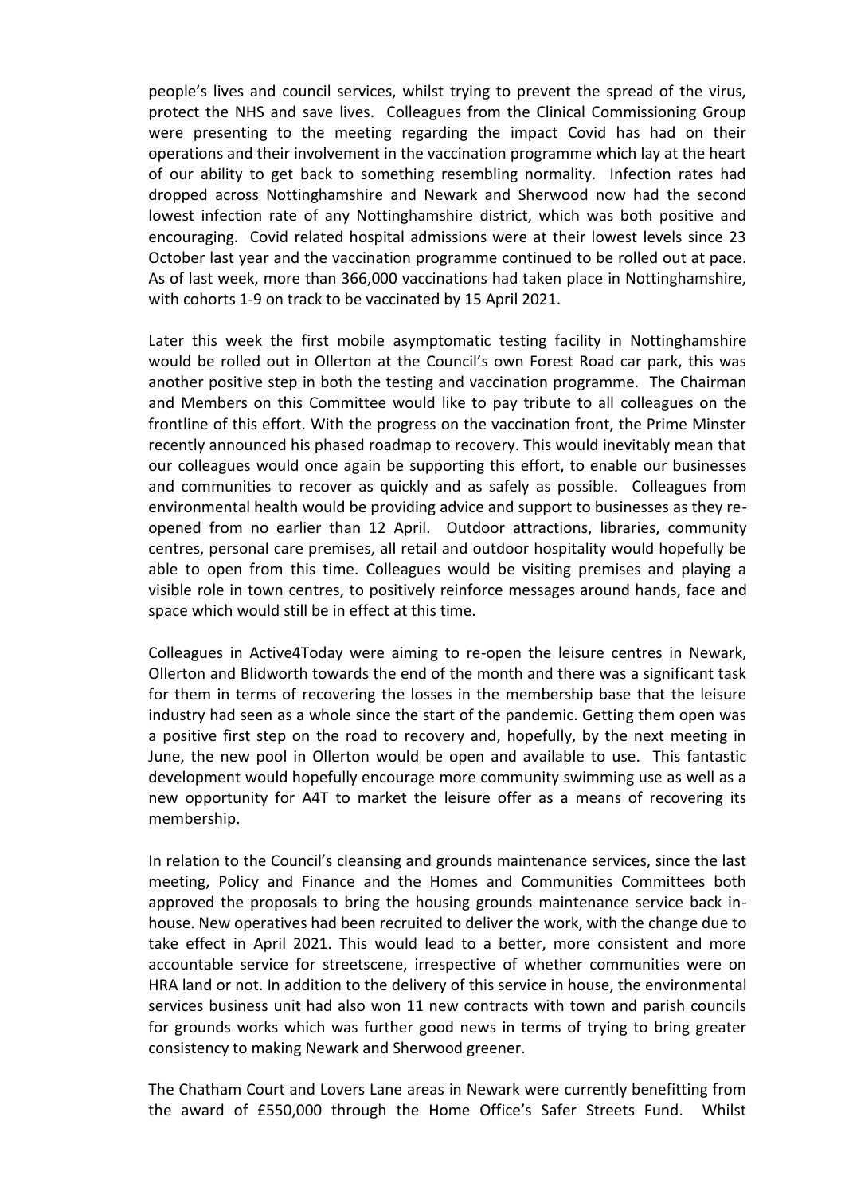people's lives and council services, whilst trying to prevent the spread of the virus, protect the NHS and save lives. Colleagues from the Clinical Commissioning Group were presenting to the meeting regarding the impact Covid has had on their operations and their involvement in the vaccination programme which lay at the heart of our ability to get back to something resembling normality. Infection rates had dropped across Nottinghamshire and Newark and Sherwood now had the second lowest infection rate of any Nottinghamshire district, which was both positive and encouraging. Covid related hospital admissions were at their lowest levels since 23 October last year and the vaccination programme continued to be rolled out at pace. As of last week, more than 366,000 vaccinations had taken place in Nottinghamshire, with cohorts 1-9 on track to be vaccinated by 15 April 2021.

Later this week the first mobile asymptomatic testing facility in Nottinghamshire would be rolled out in Ollerton at the Council's own Forest Road car park, this was another positive step in both the testing and vaccination programme. The Chairman and Members on this Committee would like to pay tribute to all colleagues on the frontline of this effort. With the progress on the vaccination front, the Prime Minster recently announced his phased roadmap to recovery. This would inevitably mean that our colleagues would once again be supporting this effort, to enable our businesses and communities to recover as quickly and as safely as possible. Colleagues from environmental health would be providing advice and support to businesses as they re-opened from no earlier than 12 April. Outdoor attractions, libraries, community centres, personal care premises, all retail and outdoor hospitality would hopefully be able to open from this time. Colleagues would be visiting premises and playing a visible role in town centres, to positively reinforce messages around hands, face and space which would still be in effect at this time.

Colleagues in Active4Today were aiming to re-open the leisure centres in Newark, Ollerton and Blidworth towards the end of the month and there was a significant task for them in terms of recovering the losses in the membership base that the leisure industry had seen as a whole since the start of the pandemic. Getting them open was a positive first step on the road to recovery and, hopefully, by the next meeting in June, the new pool in Ollerton would be open and available to use. This fantastic development would hopefully encourage more community swimming use as well as a new opportunity for A4T to market the leisure offer as a means of recovering its membership.

In relation to the Council's cleansing and grounds maintenance services, since the last meeting, Policy and Finance and the Homes and Communities Committees both approved the proposals to bring the housing grounds maintenance service back in-house. New operatives had been recruited to deliver the work, with the change due to take effect in April 2021. This would lead to a better, more consistent and more accountable service for streetscene, irrespective of whether communities were on HRA land or not. In addition to the delivery of this service in house, the environmental services business unit had also won 11 new contracts with town and parish councils for grounds works which was further good news in terms of trying to bring greater consistency to making Newark and Sherwood greener.

The Chatham Court and Lovers Lane areas in Newark were currently benefitting from the award of £550,000 through the Home Office's Safer Streets Fund. Whilst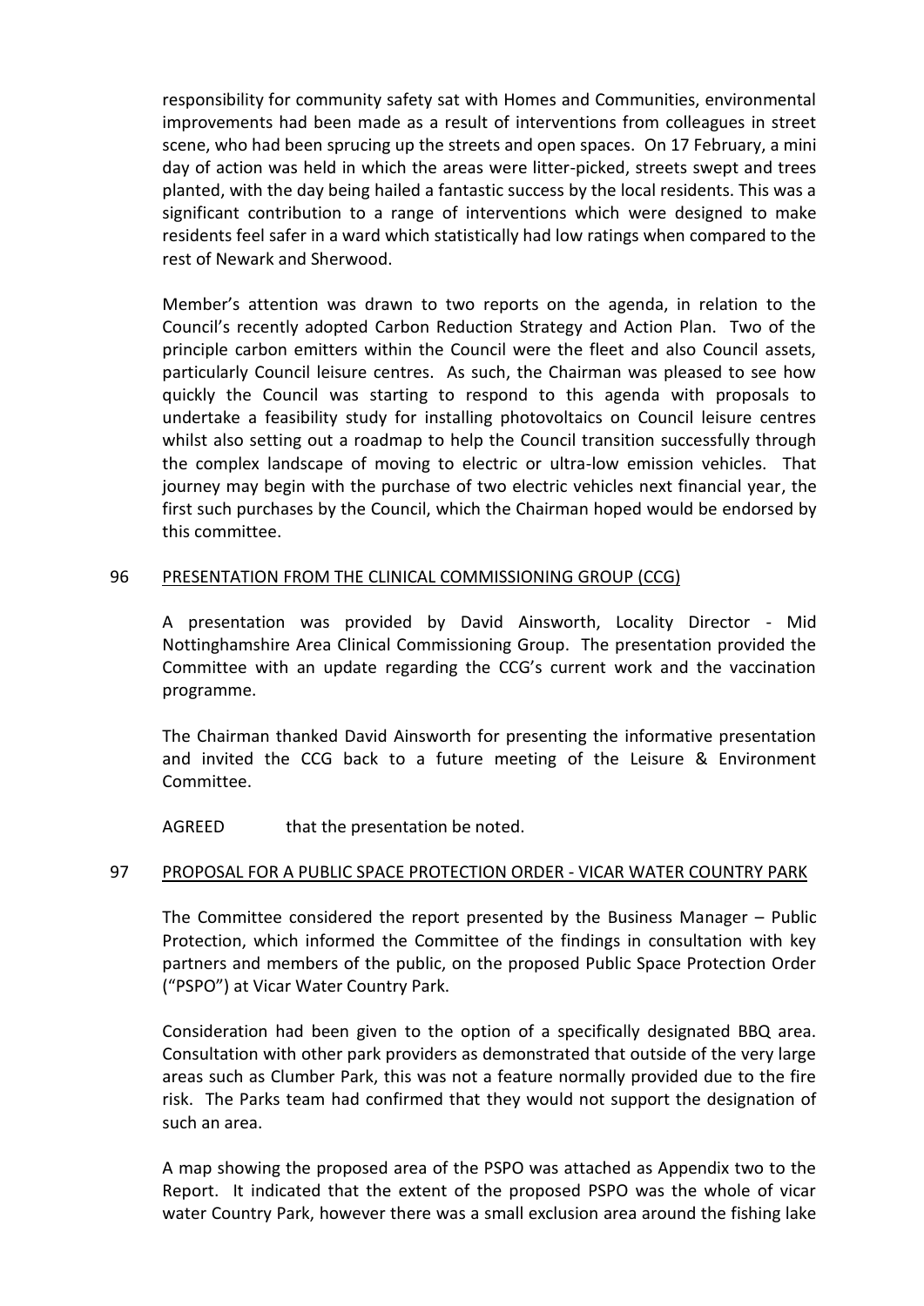responsibility for community safety sat with Homes and Communities, environmental improvements had been made as a result of interventions from colleagues in street scene, who had been sprucing up the streets and open spaces. On 17 February, a mini day of action was held in which the areas were litter-picked, streets swept and trees planted, with the day being hailed a fantastic success by the local residents. This was a significant contribution to a range of interventions which were designed to make residents feel safer in a ward which statistically had low ratings when compared to the rest of Newark and Sherwood.

Member's attention was drawn to two reports on the agenda, in relation to the Council's recently adopted Carbon Reduction Strategy and Action Plan. Two of the principle carbon emitters within the Council were the fleet and also Council assets, particularly Council leisure centres. As such, the Chairman was pleased to see how quickly the Council was starting to respond to this agenda with proposals to undertake a feasibility study for installing photovoltaics on Council leisure centres whilst also setting out a roadmap to help the Council transition successfully through the complex landscape of moving to electric or ultra-low emission vehicles. That journey may begin with the purchase of two electric vehicles next financial year, the first such purchases by the Council, which the Chairman hoped would be endorsed by this committee.

## 96 PRESENTATION FROM THE CLINICAL COMMISSIONING GROUP (CCG)

A presentation was provided by David Ainsworth, Locality Director - Mid Nottinghamshire Area Clinical Commissioning Group. The presentation provided the Committee with an update regarding the CCG's current work and the vaccination programme.

The Chairman thanked David Ainsworth for presenting the informative presentation and invited the CCG back to a future meeting of the Leisure & Environment Committee.

AGREED that the presentation be noted.

## 97 PROPOSAL FOR A PUBLIC SPACE PROTECTION ORDER - VICAR WATER COUNTRY PARK

The Committee considered the report presented by the Business Manager – Public Protection, which informed the Committee of the findings in consultation with key partners and members of the public, on the proposed Public Space Protection Order ("PSPO") at Vicar Water Country Park.

Consideration had been given to the option of a specifically designated BBQ area. Consultation with other park providers as demonstrated that outside of the very large areas such as Clumber Park, this was not a feature normally provided due to the fire risk. The Parks team had confirmed that they would not support the designation of such an area.

A map showing the proposed area of the PSPO was attached as Appendix two to the Report. It indicated that the extent of the proposed PSPO was the whole of vicar water Country Park, however there was a small exclusion area around the fishing lake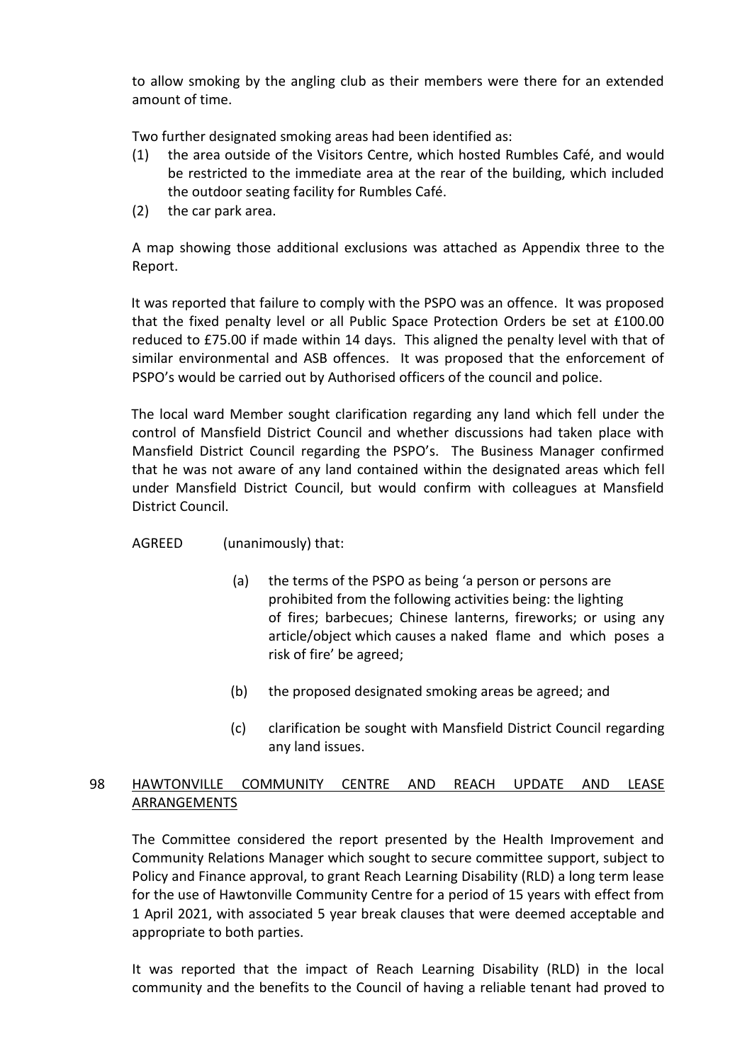to allow smoking by the angling club as their members were there for an extended amount of time.

Two further designated smoking areas had been identified as:

(1) the area outside of the Visitors Centre, which hosted Rumbles Café, and would be restricted to the immediate area at the rear of the building, which included the outdoor seating facility for Rumbles Café.
(2) the car park area.

A map showing those additional exclusions was attached as Appendix three to the Report.

It was reported that failure to comply with the PSPO was an offence. It was proposed that the fixed penalty level or all Public Space Protection Orders be set at £100.00 reduced to £75.00 if made within 14 days. This aligned the penalty level with that of similar environmental and ASB offences. It was proposed that the enforcement of PSPO's would be carried out by Authorised officers of the council and police.

The local ward Member sought clarification regarding any land which fell under the control of Mansfield District Council and whether discussions had taken place with Mansfield District Council regarding the PSPO's. The Business Manager confirmed that he was not aware of any land contained within the designated areas which fell under Mansfield District Council, but would confirm with colleagues at Mansfield District Council.

AGREED (unanimously) that:

(a) the terms of the PSPO as being 'a person or persons are prohibited from the following activities being: the lighting of fires; barbecues; Chinese lanterns, fireworks; or using any article/object which causes a naked flame and which poses a risk of fire' be agreed;

(b) the proposed designated smoking areas be agreed; and

(c) clarification be sought with Mansfield District Council regarding any land issues.

## 98 HAWTONVILLE COMMUNITY CENTRE AND REACH UPDATE AND LEASE ARRANGEMENTS

The Committee considered the report presented by the Health Improvement and Community Relations Manager which sought to secure committee support, subject to Policy and Finance approval, to grant Reach Learning Disability (RLD) a long term lease for the use of Hawtonville Community Centre for a period of 15 years with effect from 1 April 2021, with associated 5 year break clauses that were deemed acceptable and appropriate to both parties.

It was reported that the impact of Reach Learning Disability (RLD) in the local community and the benefits to the Council of having a reliable tenant had proved to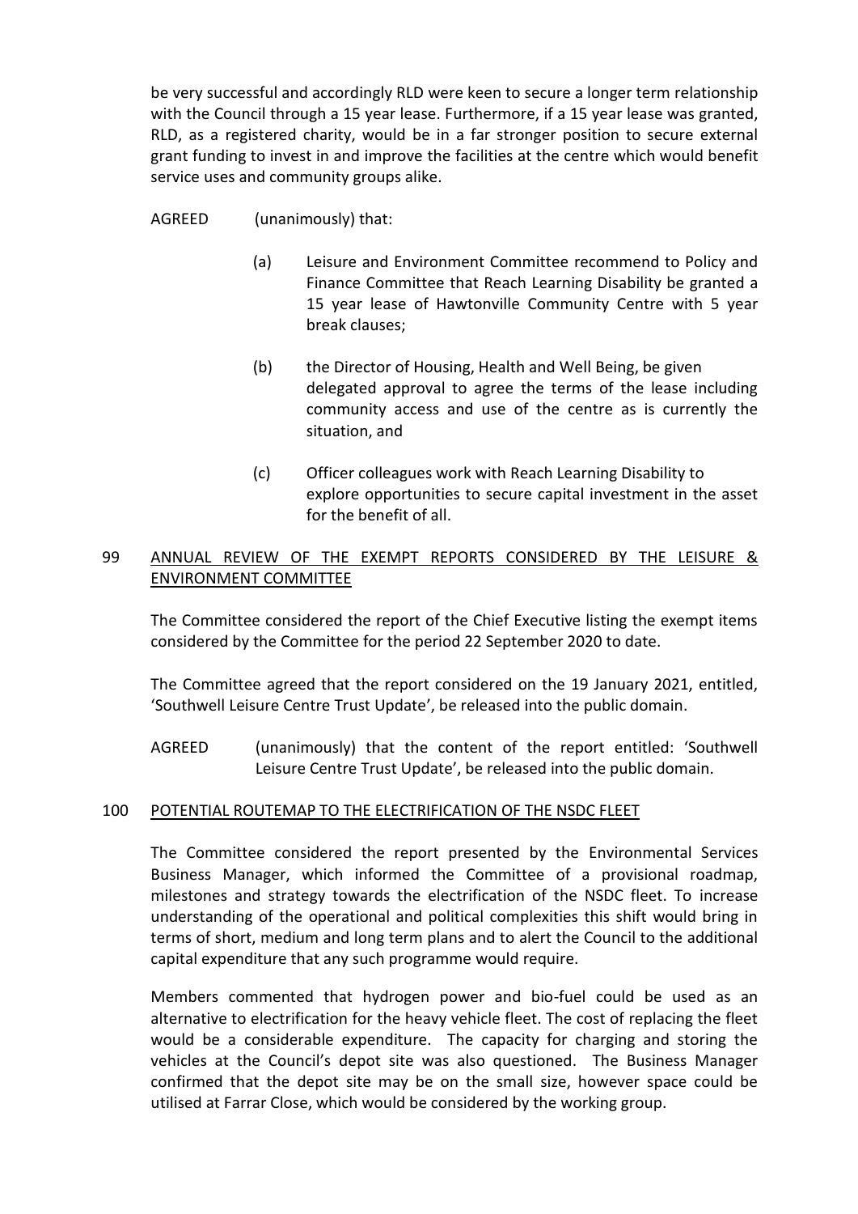be very successful and accordingly RLD were keen to secure a longer term relationship with the Council through a 15 year lease. Furthermore, if a 15 year lease was granted, RLD, as a registered charity, would be in a far stronger position to secure external grant funding to invest in and improve the facilities at the centre which would benefit service uses and community groups alike.

AGREED (unanimously) that:

(a) Leisure and Environment Committee recommend to Policy and Finance Committee that Reach Learning Disability be granted a 15 year lease of Hawtonville Community Centre with 5 year break clauses;

(b) the Director of Housing, Health and Well Being, be given delegated approval to agree the terms of the lease including community access and use of the centre as is currently the situation, and

(c) Officer colleagues work with Reach Learning Disability to explore opportunities to secure capital investment in the asset for the benefit of all.

## 99 ANNUAL REVIEW OF THE EXEMPT REPORTS CONSIDERED BY THE LEISURE & ENVIRONMENT COMMITTEE

The Committee considered the report of the Chief Executive listing the exempt items considered by the Committee for the period 22 September 2020 to date.

The Committee agreed that the report considered on the 19 January 2021, entitled, 'Southwell Leisure Centre Trust Update', be released into the public domain.

AGREED (unanimously) that the content of the report entitled: 'Southwell Leisure Centre Trust Update', be released into the public domain.

## 100 POTENTIAL ROUTEMAP TO THE ELECTRIFICATION OF THE NSDC FLEET

The Committee considered the report presented by the Environmental Services Business Manager, which informed the Committee of a provisional roadmap, milestones and strategy towards the electrification of the NSDC fleet. To increase understanding of the operational and political complexities this shift would bring in terms of short, medium and long term plans and to alert the Council to the additional capital expenditure that any such programme would require.

Members commented that hydrogen power and bio-fuel could be used as an alternative to electrification for the heavy vehicle fleet. The cost of replacing the fleet would be a considerable expenditure. The capacity for charging and storing the vehicles at the Council's depot site was also questioned. The Business Manager confirmed that the depot site may be on the small size, however space could be utilised at Farrar Close, which would be considered by the working group.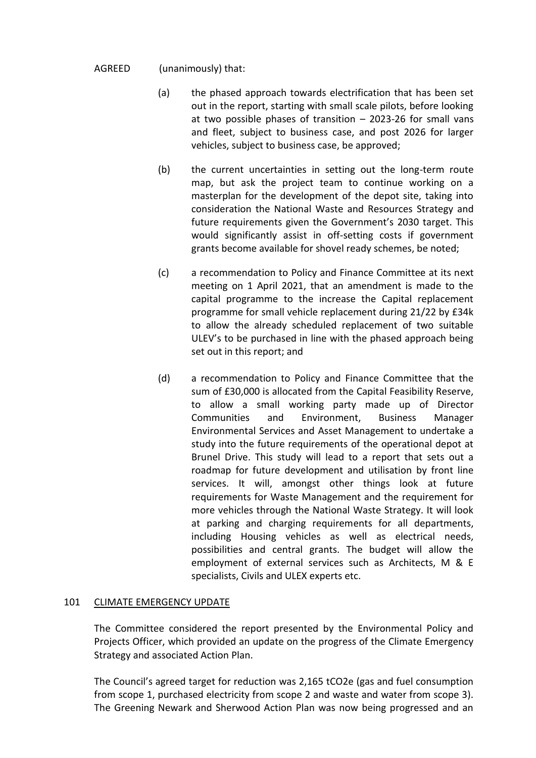AGREED (unanimously) that:

(a) the phased approach towards electrification that has been set out in the report, starting with small scale pilots, before looking at two possible phases of transition – 2023-26 for small vans and fleet, subject to business case, and post 2026 for larger vehicles, subject to business case, be approved;

(b) the current uncertainties in setting out the long-term route map, but ask the project team to continue working on a masterplan for the development of the depot site, taking into consideration the National Waste and Resources Strategy and future requirements given the Government's 2030 target. This would significantly assist in off-setting costs if government grants become available for shovel ready schemes, be noted;

(c) a recommendation to Policy and Finance Committee at its next meeting on 1 April 2021, that an amendment is made to the capital programme to the increase the Capital replacement programme for small vehicle replacement during 21/22 by £34k to allow the already scheduled replacement of two suitable ULEV's to be purchased in line with the phased approach being set out in this report; and

(d) a recommendation to Policy and Finance Committee that the sum of £30,000 is allocated from the Capital Feasibility Reserve, to allow a small working party made up of Director Communities and Environment, Business Manager Environmental Services and Asset Management to undertake a study into the future requirements of the operational depot at Brunel Drive. This study will lead to a report that sets out a roadmap for future development and utilisation by front line services. It will, amongst other things look at future requirements for Waste Management and the requirement for more vehicles through the National Waste Strategy. It will look at parking and charging requirements for all departments, including Housing vehicles as well as electrical needs, possibilities and central grants. The budget will allow the employment of external services such as Architects, M & E specialists, Civils and ULEX experts etc.

## 101 CLIMATE EMERGENCY UPDATE

The Committee considered the report presented by the Environmental Policy and Projects Officer, which provided an update on the progress of the Climate Emergency Strategy and associated Action Plan.

The Council's agreed target for reduction was 2,165 tCO2e (gas and fuel consumption from scope 1, purchased electricity from scope 2 and waste and water from scope 3). The Greening Newark and Sherwood Action Plan was now being progressed and an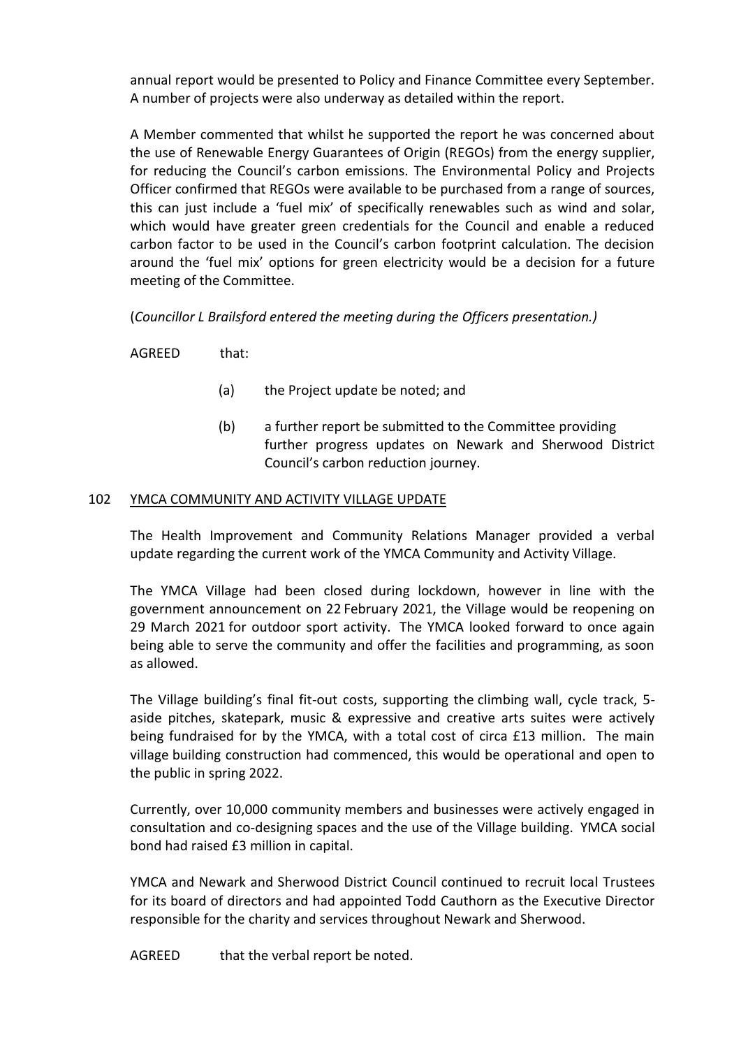annual report would be presented to Policy and Finance Committee every September. A number of projects were also underway as detailed within the report.

A Member commented that whilst he supported the report he was concerned about the use of Renewable Energy Guarantees of Origin (REGOs) from the energy supplier, for reducing the Council's carbon emissions. The Environmental Policy and Projects Officer confirmed that REGOs were available to be purchased from a range of sources, this can just include a 'fuel mix' of specifically renewables such as wind and solar, which would have greater green credentials for the Council and enable a reduced carbon factor to be used in the Council's carbon footprint calculation. The decision around the 'fuel mix' options for green electricity would be a decision for a future meeting of the Committee.

(*Councillor L Brailsford entered the meeting during the Officers presentation.)*

AGREED that:

(a) the Project update be noted; and

(b) a further report be submitted to the Committee providing further progress updates on Newark and Sherwood District Council's carbon reduction journey.

## 102 YMCA COMMUNITY AND ACTIVITY VILLAGE UPDATE

The Health Improvement and Community Relations Manager provided a verbal update regarding the current work of the YMCA Community and Activity Village.

The YMCA Village had been closed during lockdown, however in line with the government announcement on 22 February 2021, the Village would be reopening on 29 March 2021 for outdoor sport activity. The YMCA looked forward to once again being able to serve the community and offer the facilities and programming, as soon as allowed.

The Village building's final fit-out costs, supporting the climbing wall, cycle track, 5-aside pitches, skatepark, music & expressive and creative arts suites were actively being fundraised for by the YMCA, with a total cost of circa £13 million. The main village building construction had commenced, this would be operational and open to the public in spring 2022.

Currently, over 10,000 community members and businesses were actively engaged in consultation and co-designing spaces and the use of the Village building. YMCA social bond had raised £3 million in capital.

YMCA and Newark and Sherwood District Council continued to recruit local Trustees for its board of directors and had appointed Todd Cauthorn as the Executive Director responsible for the charity and services throughout Newark and Sherwood.

AGREED that the verbal report be noted.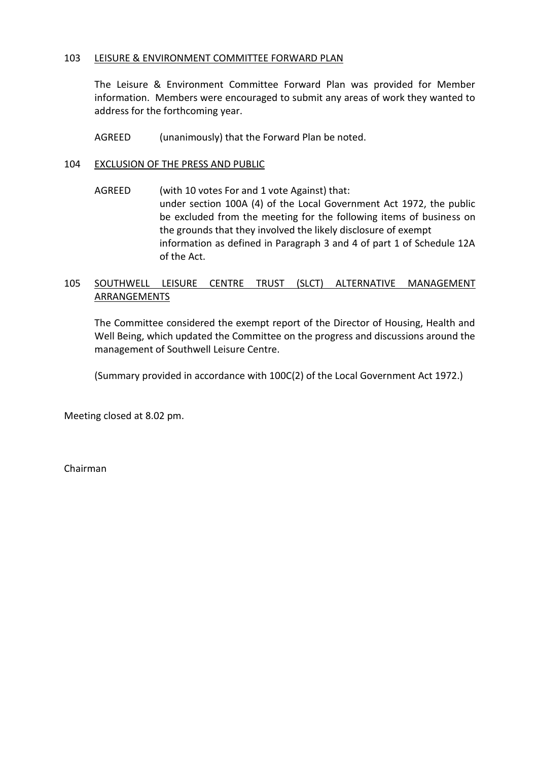## 103 LEISURE & ENVIRONMENT COMMITTEE FORWARD PLAN

The Leisure & Environment Committee Forward Plan was provided for Member information. Members were encouraged to submit any areas of work they wanted to address for the forthcoming year.

AGREED (unanimously) that the Forward Plan be noted.

## 104 EXCLUSION OF THE PRESS AND PUBLIC

AGREED (with 10 votes For and 1 vote Against) that:
under section 100A (4) of the Local Government Act 1972, the public be excluded from the meeting for the following items of business on the grounds that they involved the likely disclosure of exempt information as defined in Paragraph 3 and 4 of part 1 of Schedule 12A of the Act.

## 105 SOUTHWELL LEISURE CENTRE TRUST (SLCT) ALTERNATIVE MANAGEMENT ARRANGEMENTS

The Committee considered the exempt report of the Director of Housing, Health and Well Being, which updated the Committee on the progress and discussions around the management of Southwell Leisure Centre.

(Summary provided in accordance with 100C(2) of the Local Government Act 1972.)

Meeting closed at 8.02 pm.

Chairman